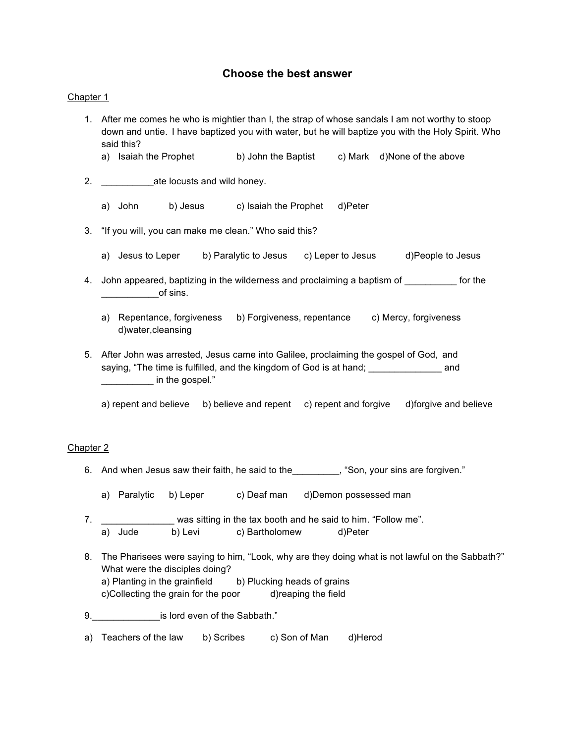# Choose the best answer

<u>Chapter 1</u>

1. After me comes he who is mightier than I, the strap of whose sandals I am not worthy to stoop down and untie. I have baptized you with water, but he will baptize you with the Holy Spirit. Who said this?
   a) Isaiah the Prophet   b) John the Baptist   c) Mark   d)None of the above

2. __________ate locusts and wild honey.

   a) John   b) Jesus   c) Isaiah the Prophet   d)Peter

3. "If you will, you can make me clean." Who said this?

   a) Jesus to Leper   b) Paralytic to Jesus   c) Leper to Jesus   d)People to Jesus

4. John appeared, baptizing in the wilderness and proclaiming a baptism of __________ for the ___________of sins.

   a) Repentance, forgiveness   b) Forgiveness, repentance   c) Mercy, forgiveness   d)water,cleansing

5. After John was arrested, Jesus came into Galilee, proclaiming the gospel of God, and saying, "The time is fulfilled, and the kingdom of God is at hand; ______________ and __________ in the gospel."

   a) repent and believe   b) believe and repent   c) repent and forgive   d)forgive and believe

<u>Chapter 2</u>

6. And when Jesus saw their faith, he said to the_________, "Son, your sins are forgiven."

   a) Paralytic   b) Leper   c) Deaf man   d)Demon possessed man

7. ______________ was sitting in the tax booth and he said to him. "Follow me".
   a) Jude   b) Levi   c) Bartholomew   d)Peter

8. The Pharisees were saying to him, "Look, why are they doing what is not lawful on the Sabbath?" What were the disciples doing?
   a) Planting in the grainfield   b) Plucking heads of grains
   c)Collecting the grain for the poor   d)reaping the field

9. _____________is lord even of the Sabbath."

   a) Teachers of the law   b) Scribes   c) Son of Man   d)Herod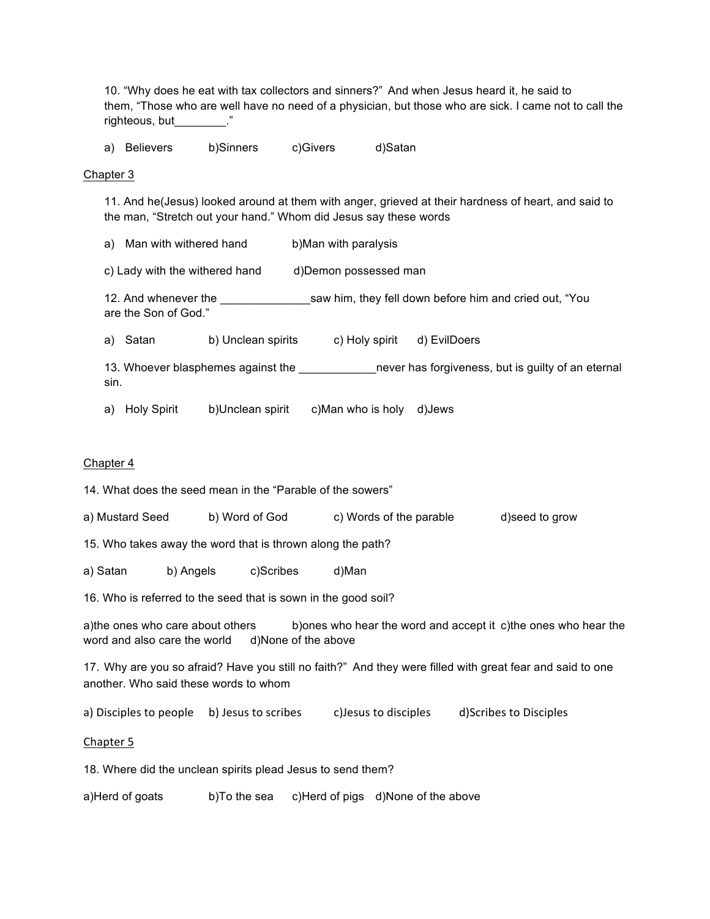10. "Why does he eat with tax collectors and sinners?" And when Jesus heard it, he said to them, "Those who are well have no need of a physician, but those who are sick. I came not to call the righteous, but________."

a) Believers b)Sinners c)Givers d)Satan

Chapter 3

11. And he(Jesus) looked around at them with anger, grieved at their hardness of heart, and said to the man, "Stretch out your hand." Whom did Jesus say these words

a) Man with withered hand b)Man with paralysis

c) Lady with the withered hand d)Demon possessed man

12. And whenever the ______________saw him, they fell down before him and cried out, "You are the Son of God."

a) Satan b) Unclean spirits c) Holy spirit d) EvilDoers

13. Whoever blasphemes against the ____________never has forgiveness, but is guilty of an eternal sin.

a) Holy Spirit b)Unclean spirit c)Man who is holy d)Jews

Chapter 4

14. What does the seed mean in the "Parable of the sowers"

a) Mustard Seed b) Word of God c) Words of the parable d)seed to grow

15. Who takes away the word that is thrown along the path?

a) Satan b) Angels c)Scribes d)Man

16. Who is referred to the seed that is sown in the good soil?

a)the ones who care about others b)ones who hear the word and accept it c)the ones who hear the word and also care the world d)None of the above

17. Why are you so afraid? Have you still no faith?" And they were filled with great fear and said to one another. Who said these words to whom

a) Disciples to people b) Jesus to scribes c)Jesus to disciples d)Scribes to Disciples

Chapter 5

18. Where did the unclean spirits plead Jesus to send them?

a)Herd of goats b)To the sea c)Herd of pigs d)None of the above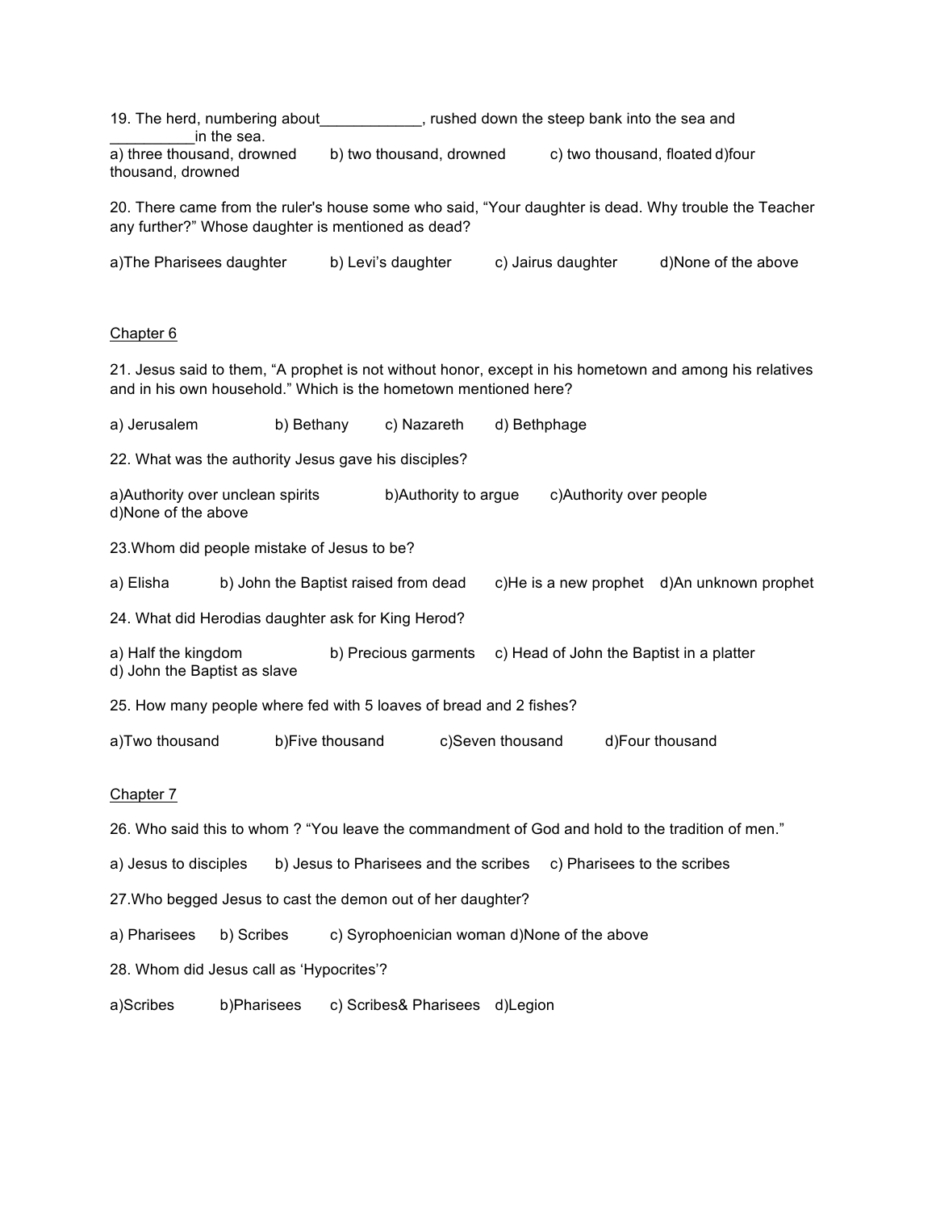19. The herd, numbering about____________, rushed down the steep bank into the sea and __________in the sea.

a) three thousand, drowned   b) two thousand, drowned   c) two thousand, floated d)four thousand, drowned

20. There came from the ruler's house some who said, "Your daughter is dead. Why trouble the Teacher any further?" Whose daughter is mentioned as dead?

a)The Pharisees daughter   b) Levi's daughter   c) Jairus daughter   d)None of the above

Chapter 6

21. Jesus said to them, "A prophet is not without honor, except in his hometown and among his relatives and in his own household." Which is the hometown mentioned here?

a) Jerusalem   b) Bethany   c) Nazareth   d) Bethphage

22. What was the authority Jesus gave his disciples?

a)Authority over unclean spirits   b)Authority to argue   c)Authority over people   d)None of the above

23.Whom did people mistake of Jesus to be?

a) Elisha   b) John the Baptist raised from dead   c)He is a new prophet   d)An unknown prophet

24. What did Herodias daughter ask for King Herod?

a) Half the kingdom   b) Precious garments   c) Head of John the Baptist in a platter   d) John the Baptist as slave

25. How many people where fed with 5 loaves of bread and 2 fishes?

a)Two thousand   b)Five thousand   c)Seven thousand   d)Four thousand

Chapter 7

26. Who said this to whom ? "You leave the commandment of God and hold to the tradition of men."

a) Jesus to disciples   b) Jesus to Pharisees and the scribes   c) Pharisees to the scribes

27.Who begged Jesus to cast the demon out of her daughter?

a) Pharisees   b) Scribes   c) Syrophoenician woman d)None of the above

28. Whom did Jesus call as 'Hypocrites'?

a)Scribes   b)Pharisees   c) Scribes& Pharisees   d)Legion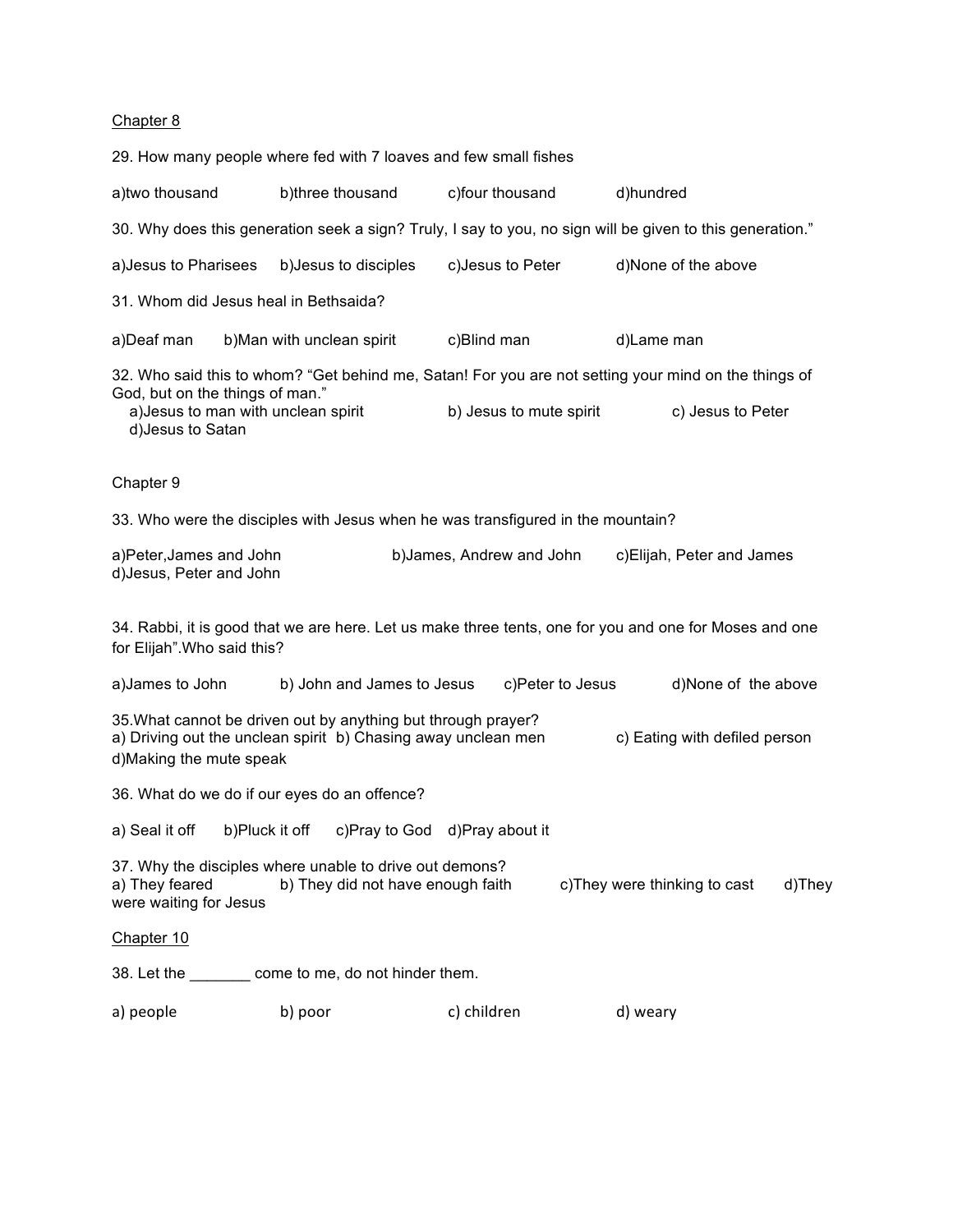<u>Chapter 8</u>

29. How many people where fed with 7 loaves and few small fishes

a)two thousand b)three thousand c)four thousand d)hundred

30. Why does this generation seek a sign? Truly, I say to you, no sign will be given to this generation."

a)Jesus to Pharisees b)Jesus to disciples c)Jesus to Peter d)None of the above

31. Whom did Jesus heal in Bethsaida?

a)Deaf man b)Man with unclean spirit c)Blind man d)Lame man

32. Who said this to whom? "Get behind me, Satan! For you are not setting your mind on the things of God, but on the things of man."
a)Jesus to man with unclean spirit b) Jesus to mute spirit c) Jesus to Peter d)Jesus to Satan

<u>Chapter 9</u>

33. Who were the disciples with Jesus when he was transfigured in the mountain?

a)Peter,James and John b)James, Andrew and John c)Elijah, Peter and James d)Jesus, Peter and John

34. Rabbi, it is good that we are here. Let us make three tents, one for you and one for Moses and one for Elijah".Who said this?

a)James to John b) John and James to Jesus c)Peter to Jesus d)None of the above

35.What cannot be driven out by anything but through prayer?
a) Driving out the unclean spirit b) Chasing away unclean men c) Eating with defiled person d)Making the mute speak

36. What do we do if our eyes do an offence?

a) Seal it off b)Pluck it off c)Pray to God d)Pray about it

37. Why the disciples where unable to drive out demons?
a) They feared b) They did not have enough faith c)They were thinking to cast d)They were waiting for Jesus

<u>Chapter 10</u>

38. Let the _______ come to me, do not hinder them.

a) people b) poor c) children d) weary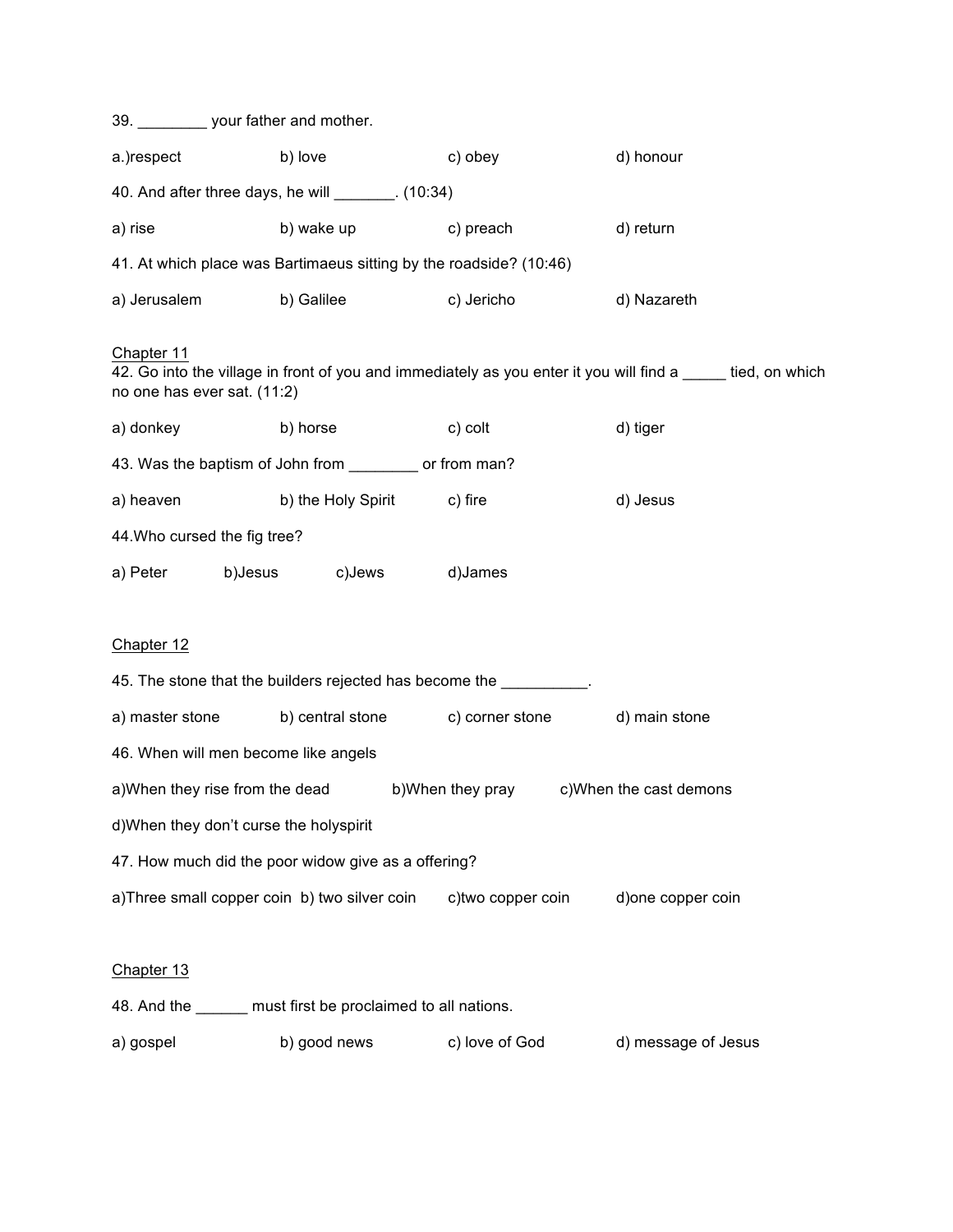39. ________ your father and mother.

a.)respect b) love c) obey d) honour

40. And after three days, he will _______. (10:34)

a) rise b) wake up c) preach d) return

41. At which place was Bartimaeus sitting by the roadside? (10:46)

a) Jerusalem b) Galilee c) Jericho d) Nazareth

<u>Chapter 11</u>

42. Go into the village in front of you and immediately as you enter it you will find a _____ tied, on which no one has ever sat. (11:2)

a) donkey b) horse c) colt d) tiger

43. Was the baptism of John from ________ or from man?

a) heaven b) the Holy Spirit c) fire d) Jesus

44.Who cursed the fig tree?

a) Peter b)Jesus c)Jews d)James

<u>Chapter 12</u>

45. The stone that the builders rejected has become the __________.

a) master stone b) central stone c) corner stone d) main stone

46. When will men become like angels

a)When they rise from the dead b)When they pray c)When the cast demons

d)When they don't curse the holyspirit

47. How much did the poor widow give as a offering?

a)Three small copper coin b) two silver coin c)two copper coin d)one copper coin

<u>Chapter 13</u>

48. And the ______ must first be proclaimed to all nations.

a) gospel b) good news c) love of God d) message of Jesus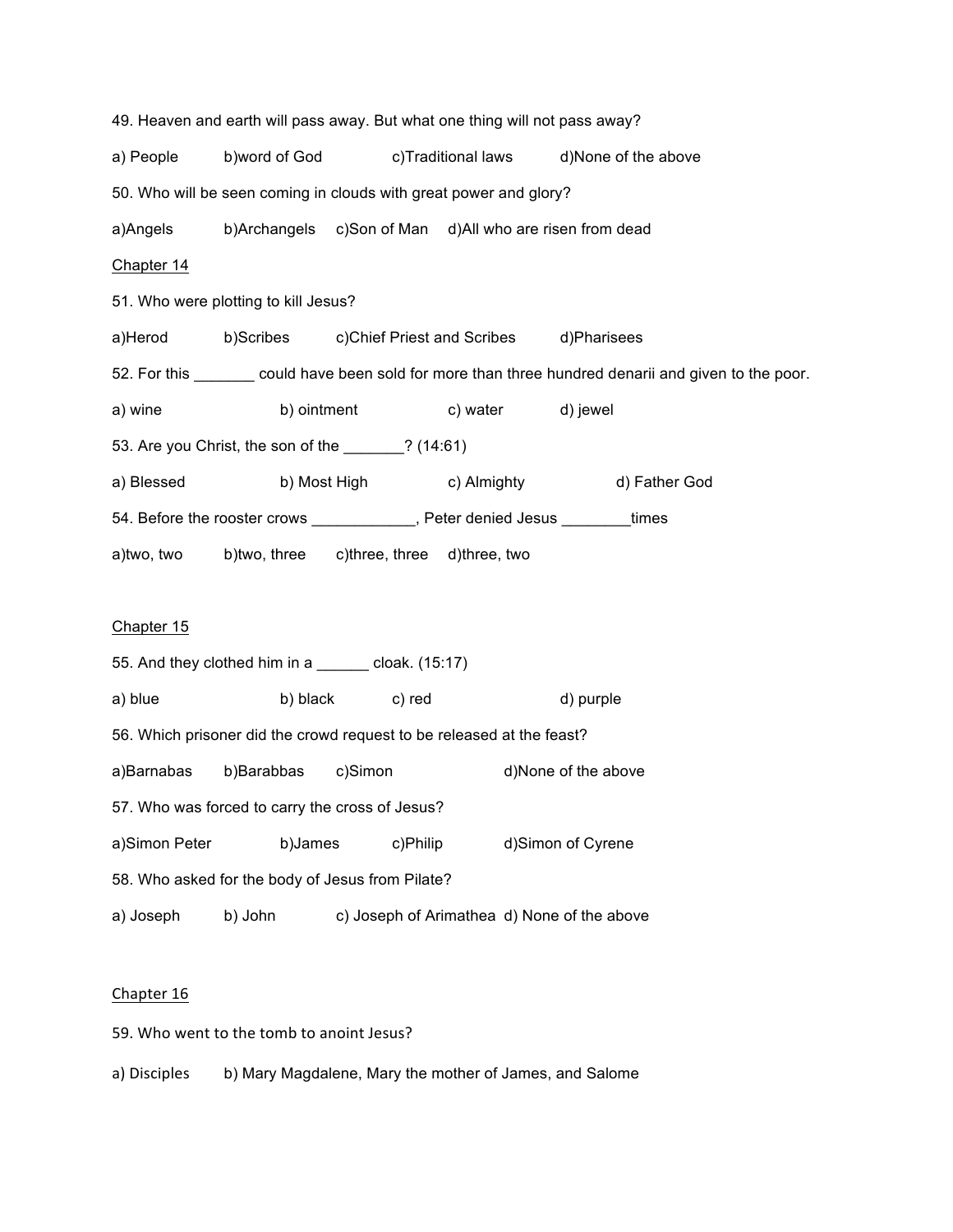49. Heaven and earth will pass away. But what one thing will not pass away?

a) People b)word of God c)Traditional laws d)None of the above

50. Who will be seen coming in clouds with great power and glory?

a)Angels b)Archangels c)Son of Man d)All who are risen from dead

Chapter 14

51. Who were plotting to kill Jesus?

a)Herod b)Scribes c)Chief Priest and Scribes d)Pharisees

52. For this _______ could have been sold for more than three hundred denarii and given to the poor.

a) wine b) ointment c) water d) jewel

53. Are you Christ, the son of the _______? (14:61)

a) Blessed b) Most High c) Almighty d) Father God

54. Before the rooster crows ____________, Peter denied Jesus ________times

a)two, two b)two, three c)three, three d)three, two

Chapter 15

55. And they clothed him in a ______ cloak. (15:17)

a) blue b) black c) red d) purple

56. Which prisoner did the crowd request to be released at the feast?

a)Barnabas b)Barabbas c)Simon d)None of the above

57. Who was forced to carry the cross of Jesus?

a)Simon Peter b)James c)Philip d)Simon of Cyrene

58. Who asked for the body of Jesus from Pilate?

a) Joseph b) John c) Joseph of Arimathea d) None of the above

Chapter 16

59. Who went to the tomb to anoint Jesus?

a) Disciples b) Mary Magdalene, Mary the mother of James, and Salome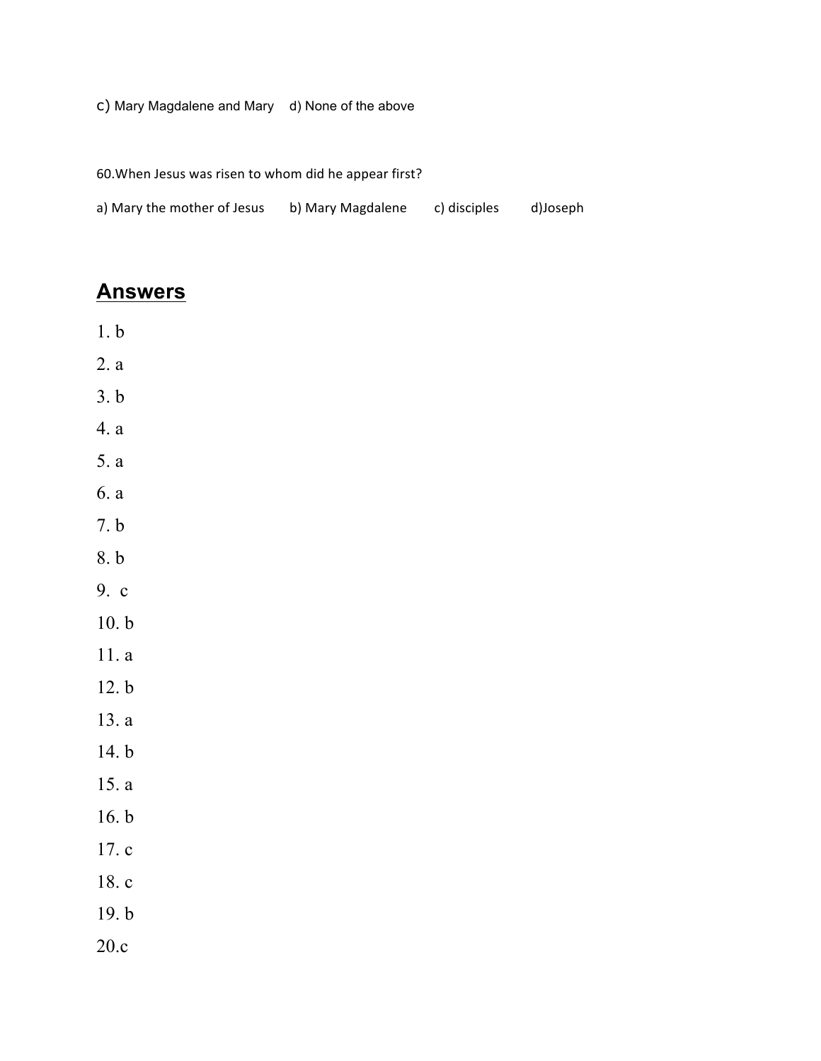c) Mary Magdalene and Mary  d) None of the above

60.When Jesus was risen to whom did he appear first?

a) Mary the mother of Jesus  b) Mary Magdalene  c) disciples  d)Joseph

## Answers

1. b
2. a
3. b
4. a
5. a
6. a
7. b
8. b
9. c
10. b
11. a
12. b
13. a
14. b
15. a
16. b
17. c
18. c
19. b
20. c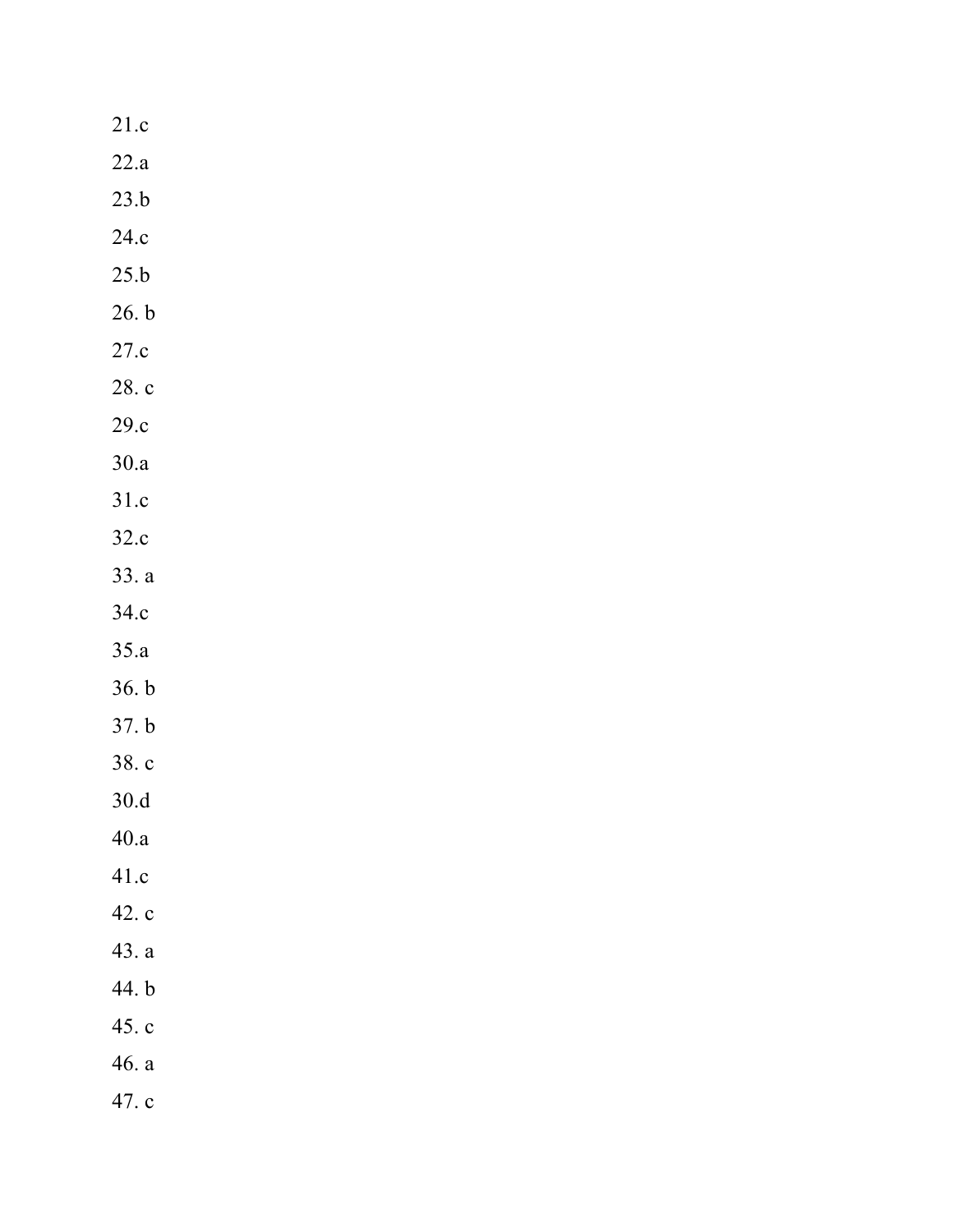21.c

22.a

23.b

24.c

25.b

26. b

27.c

28. c

29.c

30.a

31.c

32.c

33. a

34.c

35.a

36. b

37. b

38. c

30.d

40.a

41.c

42. c

43. a

44. b

45. c

46. a

47. c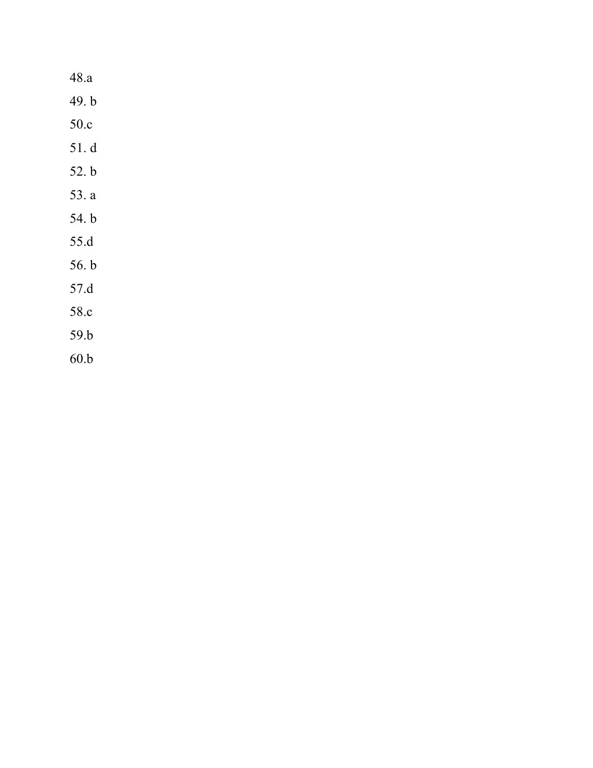48.a

49. b

50.c

51. d

52. b

53. a

54. b

55.d

56. b

57.d

58.c

59.b

60.b